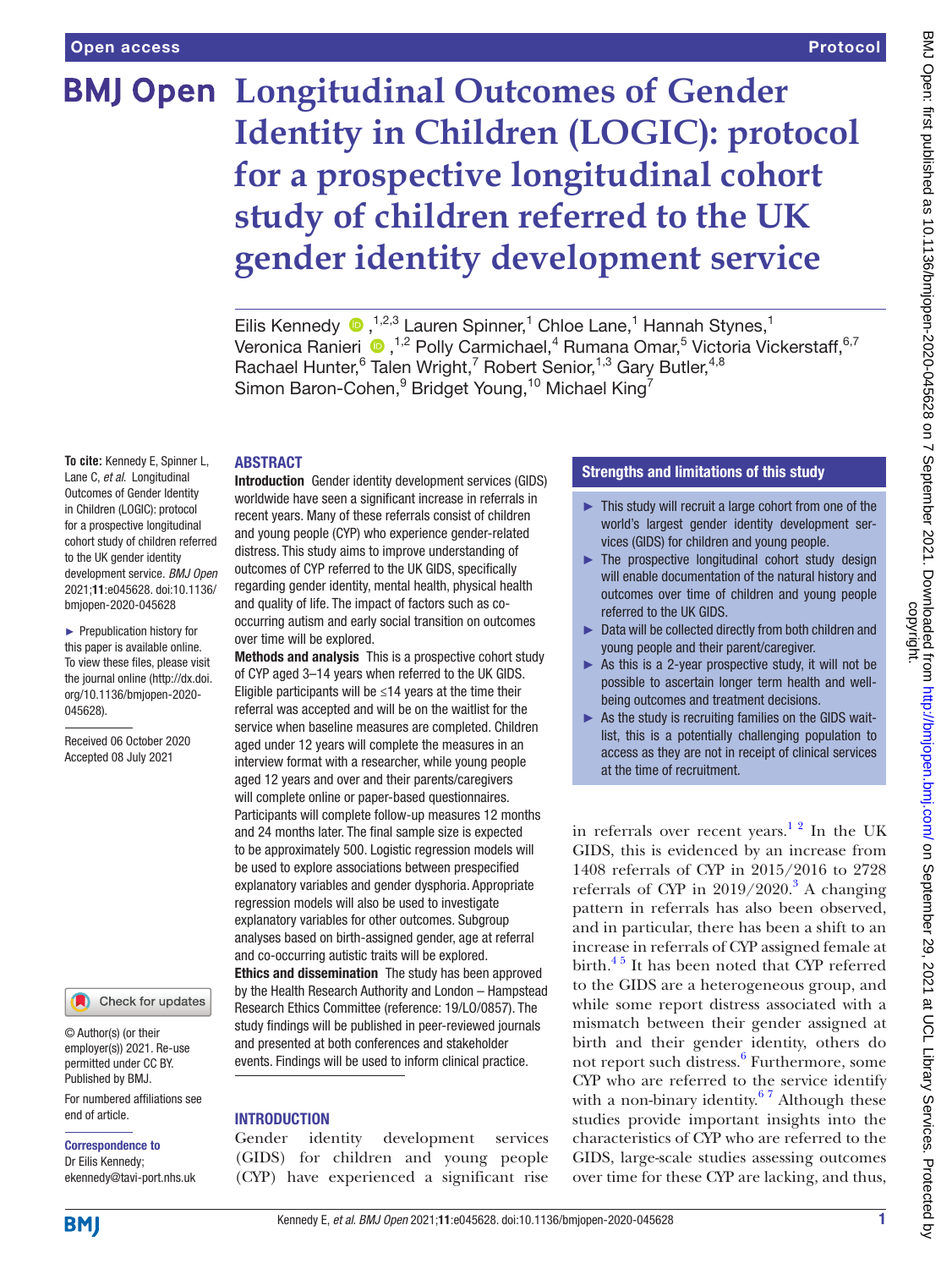# Longitudinal Outcomes of Gender Identity in Children (LOGIC): protocol for a prospective longitudinal cohort study of children referred to the UK gender identity development service

Eilis Kennedy,[1,2,3] Lauren Spinner,[1] Chloe Lane,[1] Hannah Stynes,[1] Veronica Ranieri,[1,2] Polly Carmichael,[4] Rumana Omar,[5] Victoria Vickerstaff,[6,7] Rachael Hunter,[6] Talen Wright,[7] Robert Senior,[1,3] Gary Butler,[4,8] Simon Baron-Cohen,[9] Bridget Young,[10] Michael King[7]

**To cite:** Kennedy E, Spinner L, Lane C, *et al.* Longitudinal Outcomes of Gender Identity in Children (LOGIC): protocol for a prospective longitudinal cohort study of children referred to the UK gender identity development service. *BMJ Open* 2021;**11**:e045628. doi:10.1136/bmjopen-2020-045628

► Prepublication history for this paper is available online. To view these files, please visit the journal online (http://dx.doi.org/10.1136/bmjopen-2020-045628).

Received 06 October 2020
Accepted 08 July 2021

© Author(s) (or their employer(s)) 2021. Re-use permitted under CC BY. Published by BMJ.

For numbered affiliations see end of article.

**Correspondence to**
Dr Eilis Kennedy; ekennedy@tavi-port.nhs.uk

## ABSTRACT

**Introduction** Gender identity development services (GIDS) worldwide have seen a significant increase in referrals in recent years. Many of these referrals consist of children and young people (CYP) who experience gender-related distress. This study aims to improve understanding of outcomes of CYP referred to the UK GIDS, specifically regarding gender identity, mental health, physical health and quality of life. The impact of factors such as co-occurring autism and early social transition on outcomes over time will be explored.

**Methods and analysis** This is a prospective cohort study of CYP aged 3–14 years when referred to the UK GIDS. Eligible participants will be ≤14 years at the time their referral was accepted and will be on the waitlist for the service when baseline measures are completed. Children aged under 12 years will complete the measures in an interview format with a researcher, while young people aged 12 years and over and their parents/caregivers will complete online or paper-based questionnaires. Participants will complete follow-up measures 12 months and 24 months later. The final sample size is expected to be approximately 500. Logistic regression models will be used to explore associations between prespecified explanatory variables and gender dysphoria. Appropriate regression models will also be used to investigate explanatory variables for other outcomes. Subgroup analyses based on birth-assigned gender, age at referral and co-occurring autistic traits will be explored.

**Ethics and dissemination** The study has been approved by the Health Research Authority and London – Hampstead Research Ethics Committee (reference: 19/LO/0857). The study findings will be published in peer-reviewed journals and presented at both conferences and stakeholder events. Findings will be used to inform clinical practice.

## Strengths and limitations of this study

- ► This study will recruit a large cohort from one of the world's largest gender identity development services (GIDS) for children and young people.
- ► The prospective longitudinal cohort study design will enable documentation of the natural history and outcomes over time of children and young people referred to the UK GIDS.
- ► Data will be collected directly from both children and young people and their parent/caregiver.
- ► As this is a 2-year prospective study, it will not be possible to ascertain longer term health and well-being outcomes and treatment decisions.
- ► As the study is recruiting families on the GIDS waitlist, this is a potentially challenging population to access as they are not in receipt of clinical services at the time of recruitment.

## INTRODUCTION

Gender identity development services (GIDS) for children and young people (CYP) have experienced a significant rise in referrals over recent years.[1,2] In the UK GIDS, this is evidenced by an increase from 1408 referrals of CYP in 2015/2016 to 2728 referrals of CYP in 2019/2020.[3] A changing pattern in referrals has also been observed, and in particular, there has been a shift to an increase in referrals of CYP assigned female at birth.[4,5] It has been noted that CYP referred to the GIDS are a heterogeneous group, and while some report distress associated with a mismatch between their gender assigned at birth and their gender identity, others do not report such distress.[6] Furthermore, some CYP who are referred to the service identify with a non-binary identity.[6,7] Although these studies provide important insights into the characteristics of CYP who are referred to the GIDS, large-scale studies assessing outcomes over time for these CYP are lacking, and thus,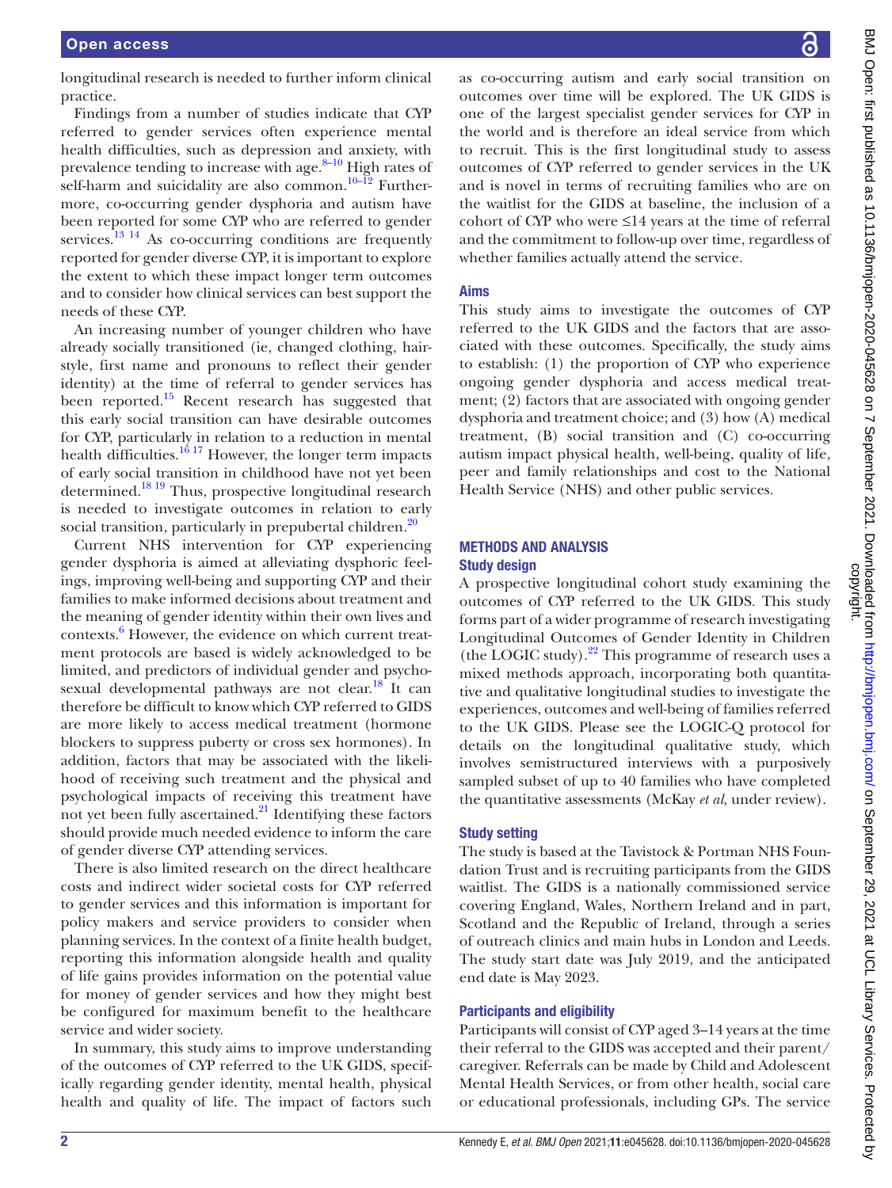longitudinal research is needed to further inform clinical practice.

Findings from a number of studies indicate that CYP referred to gender services often experience mental health difficulties, such as depression and anxiety, with prevalence tending to increase with age.[8–10] High rates of self-harm and suicidality are also common.[10–12] Furthermore, co-occurring gender dysphoria and autism have been reported for some CYP who are referred to gender services.[13 14] As co-occurring conditions are frequently reported for gender diverse CYP, it is important to explore the extent to which these impact longer term outcomes and to consider how clinical services can best support the needs of these CYP.

An increasing number of younger children who have already socially transitioned (ie, changed clothing, hairstyle, first name and pronouns to reflect their gender identity) at the time of referral to gender services has been reported.[15] Recent research has suggested that this early social transition can have desirable outcomes for CYP, particularly in relation to a reduction in mental health difficulties.[16 17] However, the longer term impacts of early social transition in childhood have not yet been determined.[18 19] Thus, prospective longitudinal research is needed to investigate outcomes in relation to early social transition, particularly in prepubertal children.[20]

Current NHS intervention for CYP experiencing gender dysphoria is aimed at alleviating dysphoric feelings, improving well-being and supporting CYP and their families to make informed decisions about treatment and the meaning of gender identity within their own lives and contexts.[6] However, the evidence on which current treatment protocols are based is widely acknowledged to be limited, and predictors of individual gender and psychosexual developmental pathways are not clear.[18] It can therefore be difficult to know which CYP referred to GIDS are more likely to access medical treatment (hormone blockers to suppress puberty or cross sex hormones). In addition, factors that may be associated with the likelihood of receiving such treatment and the physical and psychological impacts of receiving this treatment have not yet been fully ascertained.[21] Identifying these factors should provide much needed evidence to inform the care of gender diverse CYP attending services.

There is also limited research on the direct healthcare costs and indirect wider societal costs for CYP referred to gender services and this information is important for policy makers and service providers to consider when planning services. In the context of a finite health budget, reporting this information alongside health and quality of life gains provides information on the potential value for money of gender services and how they might best be configured for maximum benefit to the healthcare service and wider society.

In summary, this study aims to improve understanding of the outcomes of CYP referred to the UK GIDS, specifically regarding gender identity, mental health, physical health and quality of life. The impact of factors such as co-occurring autism and early social transition on outcomes over time will be explored. The UK GIDS is one of the largest specialist gender services for CYP in the world and is therefore an ideal service from which to recruit. This is the first longitudinal study to assess outcomes of CYP referred to gender services in the UK and is novel in terms of recruiting families who are on the waitlist for the GIDS at baseline, the inclusion of a cohort of CYP who were ≤14 years at the time of referral and the commitment to follow-up over time, regardless of whether families actually attend the service.

### Aims

This study aims to investigate the outcomes of CYP referred to the UK GIDS and the factors that are associated with these outcomes. Specifically, the study aims to establish: (1) the proportion of CYP who experience ongoing gender dysphoria and access medical treatment; (2) factors that are associated with ongoing gender dysphoria and treatment choice; and (3) how (A) medical treatment, (B) social transition and (C) co-occurring autism impact physical health, well-being, quality of life, peer and family relationships and cost to the National Health Service (NHS) and other public services.

## METHODS AND ANALYSIS

### Study design

A prospective longitudinal cohort study examining the outcomes of CYP referred to the UK GIDS. This study forms part of a wider programme of research investigating Longitudinal Outcomes of Gender Identity in Children (the LOGIC study).[22] This programme of research uses a mixed methods approach, incorporating both quantitative and qualitative longitudinal studies to investigate the experiences, outcomes and well-being of families referred to the UK GIDS. Please see the LOGIC-Q protocol for details on the longitudinal qualitative study, which involves semistructured interviews with a purposively sampled subset of up to 40 families who have completed the quantitative assessments (McKay *et al*, under review).

### Study setting

The study is based at the Tavistock & Portman NHS Foundation Trust and is recruiting participants from the GIDS waitlist. The GIDS is a nationally commissioned service covering England, Wales, Northern Ireland and in part, Scotland and the Republic of Ireland, through a series of outreach clinics and main hubs in London and Leeds. The study start date was July 2019, and the anticipated end date is May 2023.

### Participants and eligibility

Participants will consist of CYP aged 3–14 years at the time their referral to the GIDS was accepted and their parent/caregiver. Referrals can be made by Child and Adolescent Mental Health Services, or from other health, social care or educational professionals, including GPs. The service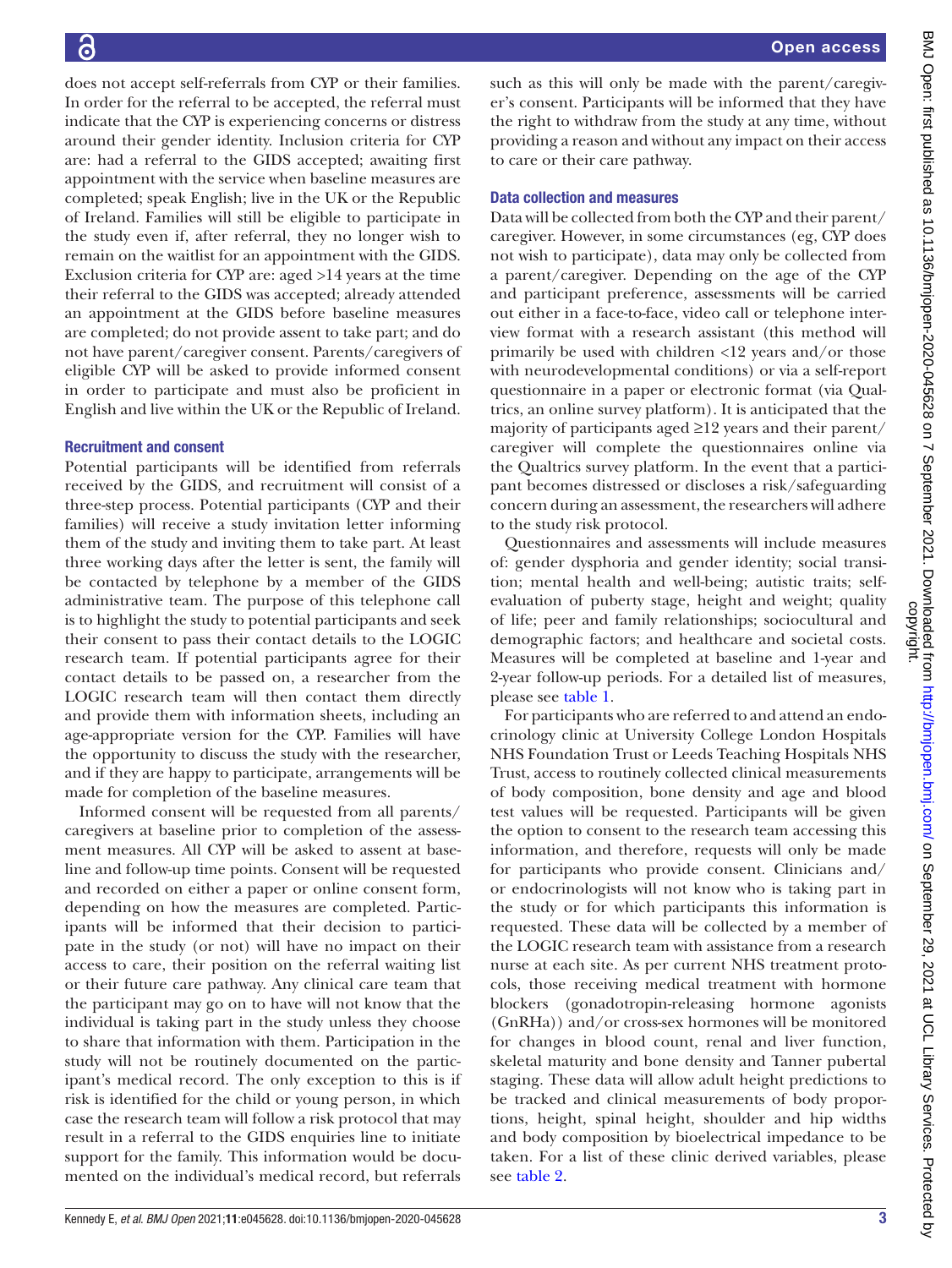does not accept self-referrals from CYP or their families. In order for the referral to be accepted, the referral must indicate that the CYP is experiencing concerns or distress around their gender identity. Inclusion criteria for CYP are: had a referral to the GIDS accepted; awaiting first appointment with the service when baseline measures are completed; speak English; live in the UK or the Republic of Ireland. Families will still be eligible to participate in the study even if, after referral, they no longer wish to remain on the waitlist for an appointment with the GIDS. Exclusion criteria for CYP are: aged >14 years at the time their referral to the GIDS was accepted; already attended an appointment at the GIDS before baseline measures are completed; do not provide assent to take part; and do not have parent/caregiver consent. Parents/caregivers of eligible CYP will be asked to provide informed consent in order to participate and must also be proficient in English and live within the UK or the Republic of Ireland.

### Recruitment and consent

Potential participants will be identified from referrals received by the GIDS, and recruitment will consist of a three-step process. Potential participants (CYP and their families) will receive a study invitation letter informing them of the study and inviting them to take part. At least three working days after the letter is sent, the family will be contacted by telephone by a member of the GIDS administrative team. The purpose of this telephone call is to highlight the study to potential participants and seek their consent to pass their contact details to the LOGIC research team. If potential participants agree for their contact details to be passed on, a researcher from the LOGIC research team will then contact them directly and provide them with information sheets, including an age-appropriate version for the CYP. Families will have the opportunity to discuss the study with the researcher, and if they are happy to participate, arrangements will be made for completion of the baseline measures.

Informed consent will be requested from all parents/caregivers at baseline prior to completion of the assessment measures. All CYP will be asked to assent at baseline and follow-up time points. Consent will be requested and recorded on either a paper or online consent form, depending on how the measures are completed. Participants will be informed that their decision to participate in the study (or not) will have no impact on their access to care, their position on the referral waiting list or their future care pathway. Any clinical care team that the participant may go on to have will not know that the individual is taking part in the study unless they choose to share that information with them. Participation in the study will not be routinely documented on the participant's medical record. The only exception to this is if risk is identified for the child or young person, in which case the research team will follow a risk protocol that may result in a referral to the GIDS enquiries line to initiate support for the family. This information would be documented on the individual's medical record, but referrals such as this will only be made with the parent/caregiver's consent. Participants will be informed that they have the right to withdraw from the study at any time, without providing a reason and without any impact on their access to care or their care pathway.

### Data collection and measures

Data will be collected from both the CYP and their parent/caregiver. However, in some circumstances (eg, CYP does not wish to participate), data may only be collected from a parent/caregiver. Depending on the age of the CYP and participant preference, assessments will be carried out either in a face-to-face, video call or telephone interview format with a research assistant (this method will primarily be used with children <12 years and/or those with neurodevelopmental conditions) or via a self-report questionnaire in a paper or electronic format (via Qualtrics, an online survey platform). It is anticipated that the majority of participants aged ≥12 years and their parent/caregiver will complete the questionnaires online via the Qualtrics survey platform. In the event that a participant becomes distressed or discloses a risk/safeguarding concern during an assessment, the researchers will adhere to the study risk protocol.

Questionnaires and assessments will include measures of: gender dysphoria and gender identity; social transition; mental health and well-being; autistic traits; self-evaluation of puberty stage, height and weight; quality of life; peer and family relationships; sociocultural and demographic factors; and healthcare and societal costs. Measures will be completed at baseline and 1-year and 2-year follow-up periods. For a detailed list of measures, please see table 1.

For participants who are referred to and attend an endocrinology clinic at University College London Hospitals NHS Foundation Trust or Leeds Teaching Hospitals NHS Trust, access to routinely collected clinical measurements of body composition, bone density and age and blood test values will be requested. Participants will be given the option to consent to the research team accessing this information, and therefore, requests will only be made for participants who provide consent. Clinicians and/or endocrinologists will not know who is taking part in the study or for which participants this information is requested. These data will be collected by a member of the LOGIC research team with assistance from a research nurse at each site. As per current NHS treatment protocols, those receiving medical treatment with hormone blockers (gonadotropin-releasing hormone agonists (GnRHa)) and/or cross-sex hormones will be monitored for changes in blood count, renal and liver function, skeletal maturity and bone density and Tanner pubertal staging. These data will allow adult height predictions to be tracked and clinical measurements of body proportions, height, spinal height, shoulder and hip widths and body composition by bioelectrical impedance to be taken. For a list of these clinic derived variables, please see table 2.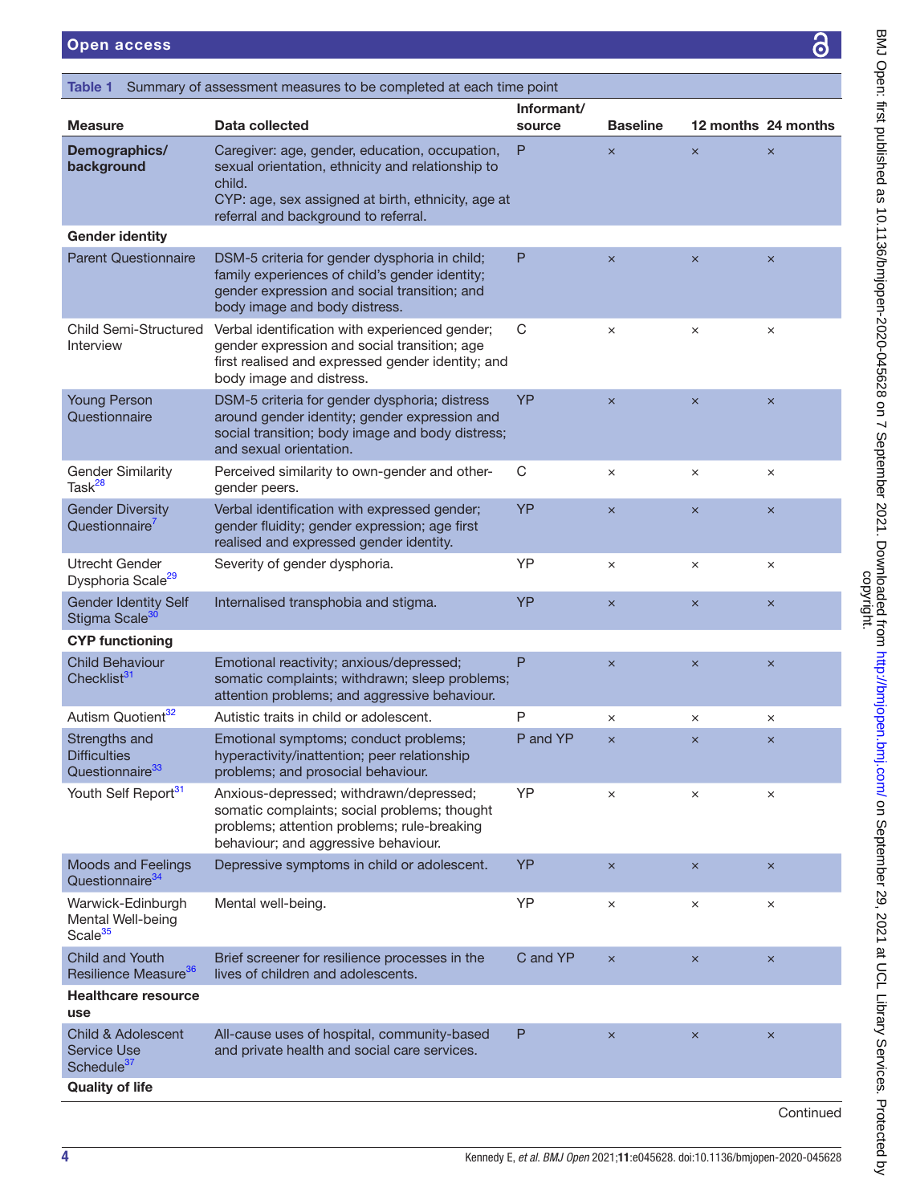**Table 1** Summary of assessment measures to be completed at each time point

| Measure | Data collected | Informant/ source | Baseline | 12 months | 24 months |
|---|---|---|---|---|---|
| **Demographics/ background** | Caregiver: age, gender, education, occupation, sexual orientation, ethnicity and relationship to child.<br>CYP: age, sex assigned at birth, ethnicity, age at referral and background to referral. | P | × | × | × |
| **Gender identity** | | | | | |
| Parent Questionnaire | DSM-5 criteria for gender dysphoria in child; family experiences of child's gender identity; gender expression and social transition; and body image and body distress. | P | × | × | × |
| Child Semi-Structured Interview | Verbal identification with experienced gender; gender expression and social transition; age first realised and expressed gender identity; and body image and distress. | C | × | × | × |
| Young Person Questionnaire | DSM-5 criteria for gender dysphoria; distress around gender identity; gender expression and social transition; body image and body distress; and sexual orientation. | YP | × | × | × |
| Gender Similarity Task[28] | Perceived similarity to own-gender and other-gender peers. | C | × | × | × |
| Gender Diversity Questionnaire[7] | Verbal identification with expressed gender; gender fluidity; gender expression; age first realised and expressed gender identity. | YP | × | × | × |
| Utrecht Gender Dysphoria Scale[29] | Severity of gender dysphoria. | YP | × | × | × |
| Gender Identity Self Stigma Scale[30] | Internalised transphobia and stigma. | YP | × | × | × |
| **CYP functioning** | | | | | |
| Child Behaviour Checklist[31] | Emotional reactivity; anxious/depressed; somatic complaints; withdrawn; sleep problems; attention problems; and aggressive behaviour. | P | × | × | × |
| Autism Quotient[32] | Autistic traits in child or adolescent. | P | × | × | × |
| Strengths and Difficulties Questionnaire[33] | Emotional symptoms; conduct problems; hyperactivity/inattention; peer relationship problems; and prosocial behaviour. | P and YP | × | × | × |
| Youth Self Report[31] | Anxious-depressed; withdrawn/depressed; somatic complaints; social problems; thought problems; attention problems; rule-breaking behaviour; and aggressive behaviour. | YP | × | × | × |
| Moods and Feelings Questionnaire[34] | Depressive symptoms in child or adolescent. | YP | × | × | × |
| Warwick-Edinburgh Mental Well-being Scale[35] | Mental well-being. | YP | × | × | × |
| Child and Youth Resilience Measure[36] | Brief screener for resilience processes in the lives of children and adolescents. | C and YP | × | × | × |
| **Healthcare resource use** | | | | | |
| Child & Adolescent Service Use Schedule[37] | All-cause uses of hospital, community-based and private health and social care services. | P | × | × | × |
| **Quality of life** | | | | | |

Continued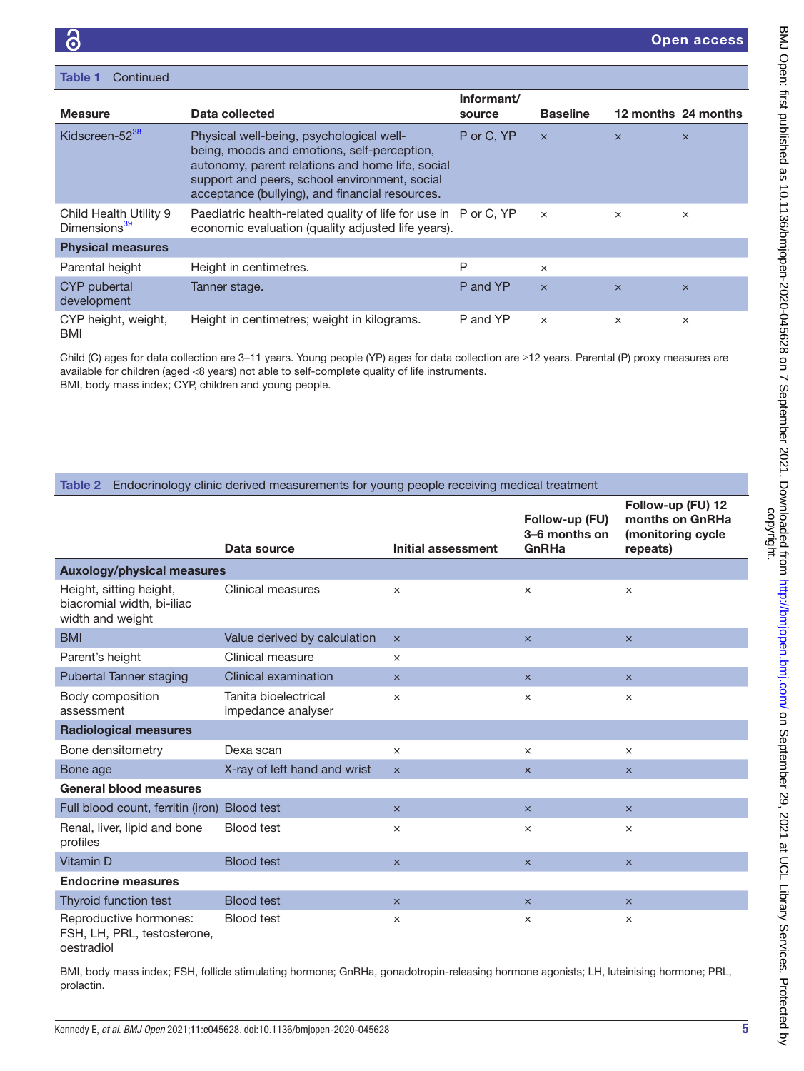**Table 1** Continued

| Measure | Data collected | Informant/ source | Baseline | 12 months | 24 months |
|---|---|---|---|---|---|
| Kidscreen-52[38] | Physical well-being, psychological well-being, moods and emotions, self-perception, autonomy, parent relations and home life, social support and peers, school environment, social acceptance (bullying), and financial resources. | P or C, YP | × | × | × |
| Child Health Utility 9 Dimensions[39] | Paediatric health-related quality of life for use in economic evaluation (quality adjusted life years). | P or C, YP | × | × | × |
| **Physical measures** | | | | | |
| Parental height | Height in centimetres. | P | × | | |
| CYP pubertal development | Tanner stage. | P and YP | × | × | × |
| CYP height, weight, BMI | Height in centimetres; weight in kilograms. | P and YP | × | × | × |

Child (C) ages for data collection are 3–11 years. Young people (YP) ages for data collection are ≥12 years. Parental (P) proxy measures are available for children (aged <8 years) not able to self-complete quality of life instruments.
BMI, body mass index; CYP, children and young people.

**Table 2** Endocrinology clinic derived measurements for young people receiving medical treatment

| | Data source | Initial assessment | Follow-up (FU) 3–6 months on GnRHa | Follow-up (FU) 12 months on GnRHa (monitoring cycle repeats) |
|---|---|---|---|---|
| **Auxology/physical measures** | | | | |
| Height, sitting height, biacromial width, bi-iliac width and weight | Clinical measures | × | × | × |
| BMI | Value derived by calculation | × | × | × |
| Parent's height | Clinical measure | × | | |
| Pubertal Tanner staging | Clinical examination | × | × | × |
| Body composition assessment | Tanita bioelectrical impedance analyser | × | × | × |
| **Radiological measures** | | | | |
| Bone densitometry | Dexa scan | × | × | × |
| Bone age | X-ray of left hand and wrist | × | × | × |
| **General blood measures** | | | | |
| Full blood count, ferritin (iron) | Blood test | × | × | × |
| Renal, liver, lipid and bone profiles | Blood test | × | × | × |
| Vitamin D | Blood test | × | × | × |
| **Endocrine measures** | | | | |
| Thyroid function test | Blood test | × | × | × |
| Reproductive hormones: FSH, LH, PRL, testosterone, oestradiol | Blood test | × | × | × |

BMI, body mass index; FSH, follicle stimulating hormone; GnRHa, gonadotropin-releasing hormone agonists; LH, luteinising hormone; PRL, prolactin.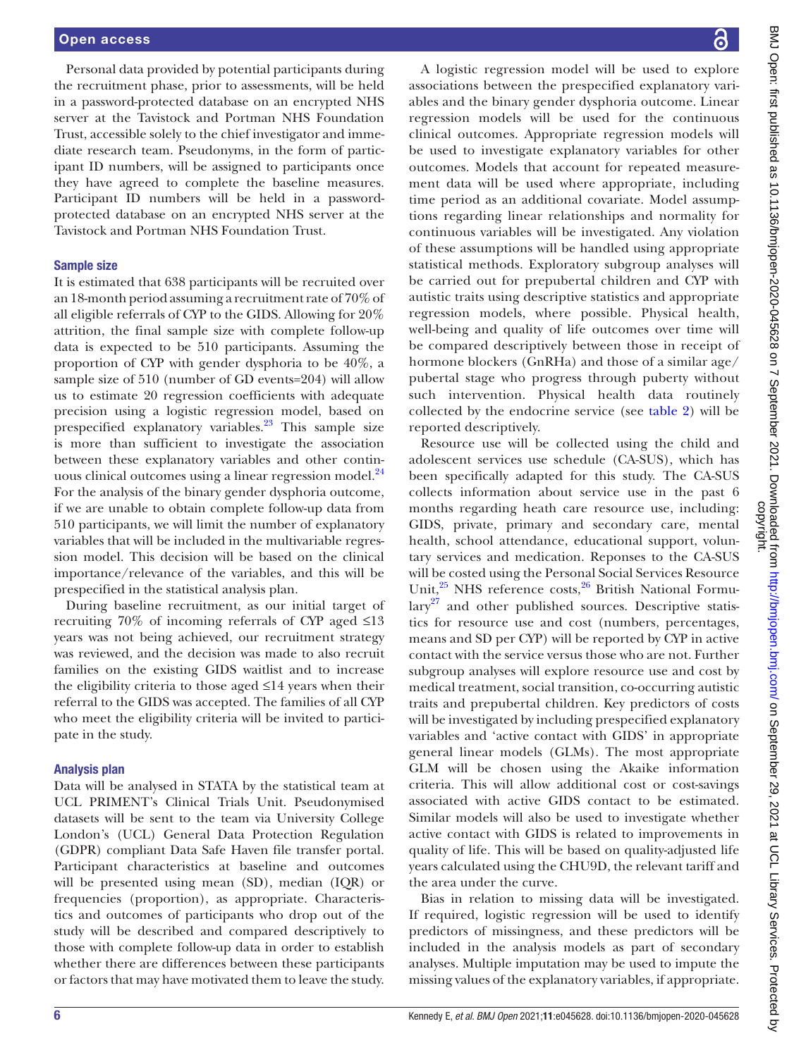Personal data provided by potential participants during the recruitment phase, prior to assessments, will be held in a password-protected database on an encrypted NHS server at the Tavistock and Portman NHS Foundation Trust, accessible solely to the chief investigator and immediate research team. Pseudonyms, in the form of participant ID numbers, will be assigned to participants once they have agreed to complete the baseline measures. Participant ID numbers will be held in a password-protected database on an encrypted NHS server at the Tavistock and Portman NHS Foundation Trust.

### Sample size

It is estimated that 638 participants will be recruited over an 18-month period assuming a recruitment rate of 70% of all eligible referrals of CYP to the GIDS. Allowing for 20% attrition, the final sample size with complete follow-up data is expected to be 510 participants. Assuming the proportion of CYP with gender dysphoria to be 40%, a sample size of 510 (number of GD events=204) will allow us to estimate 20 regression coefficients with adequate precision using a logistic regression model, based on prespecified explanatory variables.[23] This sample size is more than sufficient to investigate the association between these explanatory variables and other continuous clinical outcomes using a linear regression model.[24] For the analysis of the binary gender dysphoria outcome, if we are unable to obtain complete follow-up data from 510 participants, we will limit the number of explanatory variables that will be included in the multivariable regression model. This decision will be based on the clinical importance/relevance of the variables, and this will be prespecified in the statistical analysis plan.

During baseline recruitment, as our initial target of recruiting 70% of incoming referrals of CYP aged ≤13 years was not being achieved, our recruitment strategy was reviewed, and the decision was made to also recruit families on the existing GIDS waitlist and to increase the eligibility criteria to those aged ≤14 years when their referral to the GIDS was accepted. The families of all CYP who meet the eligibility criteria will be invited to participate in the study.

### Analysis plan

Data will be analysed in STATA by the statistical team at UCL PRIMENT's Clinical Trials Unit. Pseudonymised datasets will be sent to the team via University College London's (UCL) General Data Protection Regulation (GDPR) compliant Data Safe Haven file transfer portal. Participant characteristics at baseline and outcomes will be presented using mean (SD), median (IQR) or frequencies (proportion), as appropriate. Characteristics and outcomes of participants who drop out of the study will be described and compared descriptively to those with complete follow-up data in order to establish whether there are differences between these participants or factors that may have motivated them to leave the study.

A logistic regression model will be used to explore associations between the prespecified explanatory variables and the binary gender dysphoria outcome. Linear regression models will be used for the continuous clinical outcomes. Appropriate regression models will be used to investigate explanatory variables for other outcomes. Models that account for repeated measurement data will be used where appropriate, including time period as an additional covariate. Model assumptions regarding linear relationships and normality for continuous variables will be investigated. Any violation of these assumptions will be handled using appropriate statistical methods. Exploratory subgroup analyses will be carried out for prepubertal children and CYP with autistic traits using descriptive statistics and appropriate regression models, where possible. Physical health, well-being and quality of life outcomes over time will be compared descriptively between those in receipt of hormone blockers (GnRHa) and those of a similar age/pubertal stage who progress through puberty without such intervention. Physical health data routinely collected by the endocrine service (see table 2) will be reported descriptively.

Resource use will be collected using the child and adolescent services use schedule (CA-SUS), which has been specifically adapted for this study. The CA-SUS collects information about service use in the past 6 months regarding heath care resource use, including: GIDS, private, primary and secondary care, mental health, school attendance, educational support, voluntary services and medication. Reponses to the CA-SUS will be costed using the Personal Social Services Resource Unit,[25] NHS reference costs,[26] British National Formulary[27] and other published sources. Descriptive statistics for resource use and cost (numbers, percentages, means and SD per CYP) will be reported by CYP in active contact with the service versus those who are not. Further subgroup analyses will explore resource use and cost by medical treatment, social transition, co-occurring autistic traits and prepubertal children. Key predictors of costs will be investigated by including prespecified explanatory variables and 'active contact with GIDS' in appropriate general linear models (GLMs). The most appropriate GLM will be chosen using the Akaike information criteria. This will allow additional cost or cost-savings associated with active GIDS contact to be estimated. Similar models will also be used to investigate whether active contact with GIDS is related to improvements in quality of life. This will be based on quality-adjusted life years calculated using the CHU9D, the relevant tariff and the area under the curve.

Bias in relation to missing data will be investigated. If required, logistic regression will be used to identify predictors of missingness, and these predictors will be included in the analysis models as part of secondary analyses. Multiple imputation may be used to impute the missing values of the explanatory variables, if appropriate.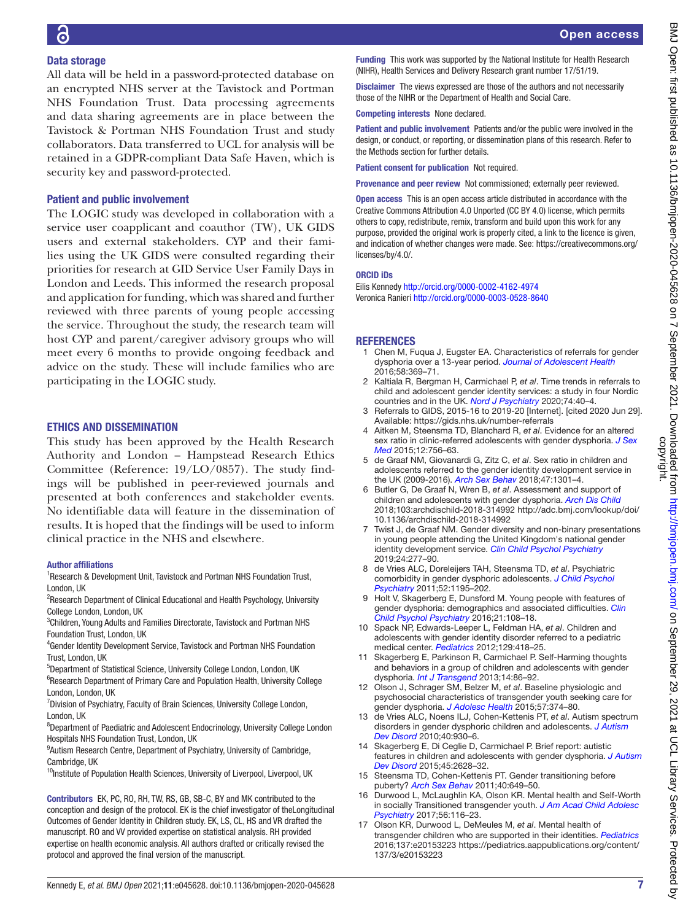## Data storage

All data will be held in a password-protected database on an encrypted NHS server at the Tavistock and Portman NHS Foundation Trust. Data processing agreements and data sharing agreements are in place between the Tavistock & Portman NHS Foundation Trust and study collaborators. Data transferred to UCL for analysis will be retained in a GDPR-compliant Data Safe Haven, which is security key and password-protected.

## Patient and public involvement

The LOGIC study was developed in collaboration with a service user coapplicant and coauthor (TW), UK GIDS users and external stakeholders. CYP and their families using the UK GIDS were consulted regarding their priorities for research at GID Service User Family Days in London and Leeds. This informed the research proposal and application for funding, which was shared and further reviewed with three parents of young people accessing the service. Throughout the study, the research team will host CYP and parent/caregiver advisory groups who will meet every 6 months to provide ongoing feedback and advice on the study. These will include families who are participating in the LOGIC study.

# ETHICS AND DISSEMINATION

This study has been approved by the Health Research Authority and London – Hampstead Research Ethics Committee (Reference: 19/LO/0857). The study findings will be published in peer-reviewed journals and presented at both conferences and stakeholder events. No identifiable data will feature in the dissemination of results. It is hoped that the findings will be used to inform clinical practice in the NHS and elsewhere.

### Author affiliations

[1]Research & Development Unit, Tavistock and Portman NHS Foundation Trust, London, UK
[2]Research Department of Clinical Educational and Health Psychology, University College London, London, UK
[3]Children, Young Adults and Families Directorate, Tavistock and Portman NHS Foundation Trust, London, UK
[4]Gender Identity Development Service, Tavistock and Portman NHS Foundation Trust, London, UK
[5]Department of Statistical Science, University College London, London, UK
[6]Research Department of Primary Care and Population Health, University College London, London, UK
[7]Division of Psychiatry, Faculty of Brain Sciences, University College London, London, UK
[8]Department of Paediatric and Adolescent Endocrinology, University College London Hospitals NHS Foundation Trust, London, UK
[9]Autism Research Centre, Department of Psychiatry, University of Cambridge, Cambridge, UK
[10]Institute of Population Health Sciences, University of Liverpool, Liverpool, UK

**Contributors** EK, PC, RO, RH, TW, RS, GB, SB-C, BY and MK contributed to the conception and design of the protocol. EK is the chief investigator of theLongitudinal Outcomes of Gender Identity in Children study. EK, LS, CL, HS and VR drafted the manuscript. RO and VV provided expertise on statistical analysis. RH provided expertise on health economic analysis. All authors drafted or critically revised the protocol and approved the final version of the manuscript.

**Funding** This work was supported by the National Institute for Health Research (NIHR), Health Services and Delivery Research grant number 17/51/19.

**Disclaimer** The views expressed are those of the authors and not necessarily those of the NIHR or the Department of Health and Social Care.

**Competing interests** None declared.

**Patient and public involvement** Patients and/or the public were involved in the design, or conduct, or reporting, or dissemination plans of this research. Refer to the Methods section for further details.

**Patient consent for publication** Not required.

**Provenance and peer review** Not commissioned; externally peer reviewed.

**Open access** This is an open access article distributed in accordance with the Creative Commons Attribution 4.0 Unported (CC BY 4.0) license, which permits others to copy, redistribute, remix, transform and build upon this work for any purpose, provided the original work is properly cited, a link to the licence is given, and indication of whether changes were made. See: https://creativecommons.org/licenses/by/4.0/.

### ORCID iDs

Eilis Kennedy http://orcid.org/0000-0002-4162-4974
Veronica Ranieri http://orcid.org/0000-0003-0528-8640

# REFERENCES

1. Chen M, Fuqua J, Eugster EA. Characteristics of referrals for gender dysphoria over a 13-year period. *Journal of Adolescent Health* 2016;58:369–71.
2. Kaltiala R, Bergman H, Carmichael P, *et al*. Time trends in referrals to child and adolescent gender identity services: a study in four Nordic countries and in the UK. *Nord J Psychiatry* 2020;74:40–4.
3. Referrals to GIDS, 2015-16 to 2019-20 [Internet]. [cited 2020 Jun 29]. Available: https://gids.nhs.uk/number-referrals
4. Aitken M, Steensma TD, Blanchard R, *et al*. Evidence for an altered sex ratio in clinic-referred adolescents with gender dysphoria. *J Sex Med* 2015;12:756–63.
5. de Graaf NM, Giovanardi G, Zitz C, *et al*. Sex ratio in children and adolescents referred to the gender identity development service in the UK (2009-2016). *Arch Sex Behav* 2018;47:1301–4.
6. Butler G, De Graaf N, Wren B, *et al*. Assessment and support of children and adolescents with gender dysphoria. *Arch Dis Child* 2018;103:archdischild-2018-314992 http://adc.bmj.com/lookup/doi/10.1136/archdischild-2018-314992
7. Twist J, de Graaf NM. Gender diversity and non-binary presentations in young people attending the United Kingdom's national gender identity development service. *Clin Child Psychol Psychiatry* 2019;24:277–90.
8. de Vries ALC, Doreleijers TAH, Steensma TD, *et al*. Psychiatric comorbidity in gender dysphoric adolescents. *J Child Psychol Psychiatry* 2011;52:1195–202.
9. Holt V, Skagerberg E, Dunsford M. Young people with features of gender dysphoria: demographics and associated difficulties. *Clin Child Psychol Psychiatry* 2016;21:108–18.
10. Spack NP, Edwards-Leeper L, Feldman HA, *et al*. Children and adolescents with gender identity disorder referred to a pediatric medical center. *Pediatrics* 2012;129:418–25.
11. Skagerberg E, Parkinson R, Carmichael P. Self-Harming thoughts and behaviors in a group of children and adolescents with gender dysphoria. *Int J Transgend* 2013;14:86–92.
12. Olson J, Schrager SM, Belzer M, *et al*. Baseline physiologic and psychosocial characteristics of transgender youth seeking care for gender dysphoria. *J Adolesc Health* 2015;57:374–80.
13. de Vries ALC, Noens ILJ, Cohen-Kettenis PT, *et al*. Autism spectrum disorders in gender dysphoric children and adolescents. *J Autism Dev Disord* 2010;40:930–6.
14. Skagerberg E, Di Ceglie D, Carmichael P. Brief report: autistic features in children and adolescents with gender dysphoria. *J Autism Dev Disord* 2015;45:2628–32.
15. Steensma TD, Cohen-Kettenis PT. Gender transitioning before puberty? *Arch Sex Behav* 2011;40:649–50.
16. Durwood L, McLaughlin KA, Olson KR. Mental health and Self-Worth in socially Transitioned transgender youth. *J Am Acad Child Adolesc Psychiatry* 2017;56:116–23.
17. Olson KR, Durwood L, DeMeules M, *et al*. Mental health of transgender children who are supported in their identities. *Pediatrics* 2016;137:e20153223 https://pediatrics.aappublications.org/content/137/3/e20153223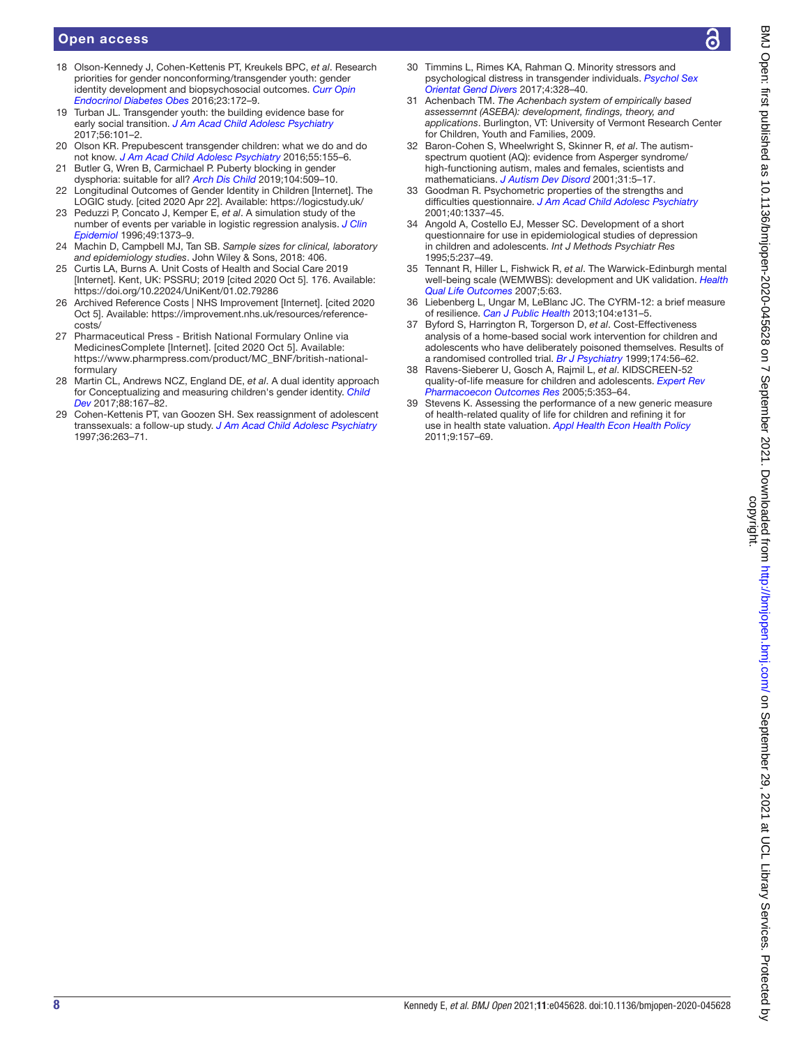18 Olson-Kennedy J, Cohen-Kettenis PT, Kreukels BPC, *et al*. Research priorities for gender nonconforming/transgender youth: gender identity development and biopsychosocial outcomes. *Curr Opin Endocrinol Diabetes Obes* 2016;23:172–9.
19 Turban JL. Transgender youth: the building evidence base for early social transition. *J Am Acad Child Adolesc Psychiatry* 2017;56:101–2.
20 Olson KR. Prepubescent transgender children: what we do and do not know. *J Am Acad Child Adolesc Psychiatry* 2016;55:155–6.
21 Butler G, Wren B, Carmichael P. Puberty blocking in gender dysphoria: suitable for all? *Arch Dis Child* 2019;104:509–10.
22 Longitudinal Outcomes of Gender Identity in Children [Internet]. The LOGIC study. [cited 2020 Apr 22]. Available: https://logicstudy.uk/
23 Peduzzi P, Concato J, Kemper E, *et al*. A simulation study of the number of events per variable in logistic regression analysis. *J Clin Epidemiol* 1996;49:1373–9.
24 Machin D, Campbell MJ, Tan SB. *Sample sizes for clinical, laboratory and epidemiology studies*. John Wiley & Sons, 2018: 406.
25 Curtis LA, Burns A. Unit Costs of Health and Social Care 2019 [Internet]. Kent, UK: PSSRU; 2019 [cited 2020 Oct 5]. 176. Available: https://doi.org/10.22024/UniKent/01.02.79286
26 Archived Reference Costs | NHS Improvement [Internet]. [cited 2020 Oct 5]. Available: https://improvement.nhs.uk/resources/reference-costs/
27 Pharmaceutical Press - British National Formulary Online via MedicinesComplete [Internet]. [cited 2020 Oct 5]. Available: https://www.pharmpress.com/product/MC_BNF/british-national-formulary
28 Martin CL, Andrews NCZ, England DE, *et al*. A dual identity approach for Conceptualizing and measuring children's gender identity. *Child Dev* 2017;88:167–82.
29 Cohen-Kettenis PT, van Goozen SH. Sex reassignment of adolescent transsexuals: a follow-up study. *J Am Acad Child Adolesc Psychiatry* 1997;36:263–71.
30 Timmins L, Rimes KA, Rahman Q. Minority stressors and psychological distress in transgender individuals. *Psychol Sex Orientat Gend Divers* 2017;4:328–40.
31 Achenbach TM. *The Achenbach system of empirically based assessemnt (ASEBA): development, findings, theory, and applications*. Burlington, VT: University of Vermont Research Center for Children, Youth and Families, 2009.
32 Baron-Cohen S, Wheelwright S, Skinner R, *et al*. The autism-spectrum quotient (AQ): evidence from Asperger syndrome/high-functioning autism, males and females, scientists and mathematicians. *J Autism Dev Disord* 2001;31:5–17.
33 Goodman R. Psychometric properties of the strengths and difficulties questionnaire. *J Am Acad Child Adolesc Psychiatry* 2001;40:1337–45.
34 Angold A, Costello EJ, Messer SC. Development of a short questionnaire for use in epidemiological studies of depression in children and adolescents. *Int J Methods Psychiatr Res* 1995;5:237–49.
35 Tennant R, Hiller L, Fishwick R, *et al*. The Warwick-Edinburgh mental well-being scale (WEMWBS): development and UK validation. *Health Qual Life Outcomes* 2007;5:63.
36 Liebenberg L, Ungar M, LeBlanc JC. The CYRM-12: a brief measure of resilience. *Can J Public Health* 2013;104:e131–5.
37 Byford S, Harrington R, Torgerson D, *et al*. Cost-Effectiveness analysis of a home-based social work intervention for children and adolescents who have deliberately poisoned themselves. Results of a randomised controlled trial. *Br J Psychiatry* 1999;174:56–62.
38 Ravens-Sieberer U, Gosch A, Rajmil L, *et al*. KIDSCREEN-52 quality-of-life measure for children and adolescents. *Expert Rev Pharmacoecon Outcomes Res* 2005;5:353–64.
39 Stevens K. Assessing the performance of a new generic measure of health-related quality of life for children and refining it for use in health state valuation. *Appl Health Econ Health Policy* 2011;9:157–69.